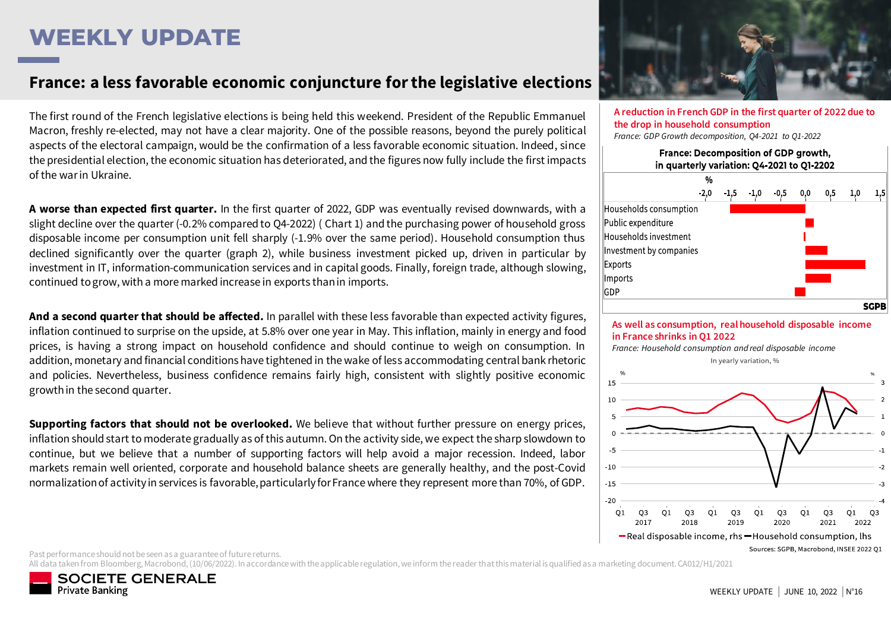# WEEKLY UPDATE

## France: a less favorable economic conjuncture for the legislative elections

The first round of the French legislative elections is being held this weekend. President of the Republic Emmanuel Macron, freshly re-elected, may not have a clear majority. One of the possible reasons, beyond the purely political aspects of the electoral campaign, would be the confirmation of a less favorable economic situation. Indeed, since the presidential election, the economic situation has deteriorated, and the figures now fully include the first impacts of the war in Ukraine.

**A worse than expected first quarter.** In the first quarter of 2022, GDP was eventually revised downwards, with a slight decline over the quarter (-0.2% compared to Q4-2022) ( Chart 1) and the purchasing power of household gross disposable income per consumption unit fell sharply (-1.9% over the same period). Household consumption thus declined significantly over the quarter (graph 2), while business investment picked up, driven in particular by investment in IT, information-communication services and in capital goods. Finally, foreign trade, although slowing, continued to grow, with a more marked increase in exports than in imports.

**And a second quarter that should be affected.** In parallel with these less favorable than expected activity figures, inflation continued to surprise on the upside, at 5.8% over one year in May. This inflation, mainly in energy and food prices, is having a strong impact on household confidence and should continue to weigh on consumption. In addition, monetary and financial conditions have tightened in the wake of less accommodating central bank rhetoric and policies. Nevertheless, business confidence remains fairly high, consistent with slightly positive economic growth in the second quarter.

**Supporting factors that should not be overlooked.** We believe that without further pressure on energy prices, inflation should start to moderate gradually as of this autumn. On the activity side, we expect the sharp slowdown to continue, but we believe that a number of supporting factors will help avoid a major recession. Indeed, labor markets remain well oriented, corporate and household balance sheets are generally healthy, and the post-Covid normalization of activity in services is favorable, particularly for France where they represent more than 70%, of GDP.

**A reduction in French GDP in the first quarter of 2022 due to the drop in household consumption**

*France: GDP Growth decomposition, Q4-2021 to Q1-2022*

France: Decomposition of GDP growth, in quarterly variation: Q4-2021 to Q1-2202

| % | Approx. value |
|---|---|
| Households consumption | -1.5 |
| Public expenditure | 0.15 |
| Households investment | -0.03 |
| Investment by companies | 0.45 |
| Exports | 1.2 |
| Imports | 0.5 |
| GDP | -0.2 |

SGPB

**As well as consumption, real household disposable income in France shrinks in Q1 2022**

*France: Household consumption and real disposable income*

In yearly variation, %

Legend: Real disposable income, rhs; Household consumption, lhs

Sources: SGPB, Macrobond, INSEE 2022 Q1

Past performance should not be seen as a guarantee of future returns.

All data taken from Bloomberg, Macrobond, (10/06/2022). In accordance with the applicable regulation, we inform the reader that this material is qualified as a marketing document. CA012/H1/2021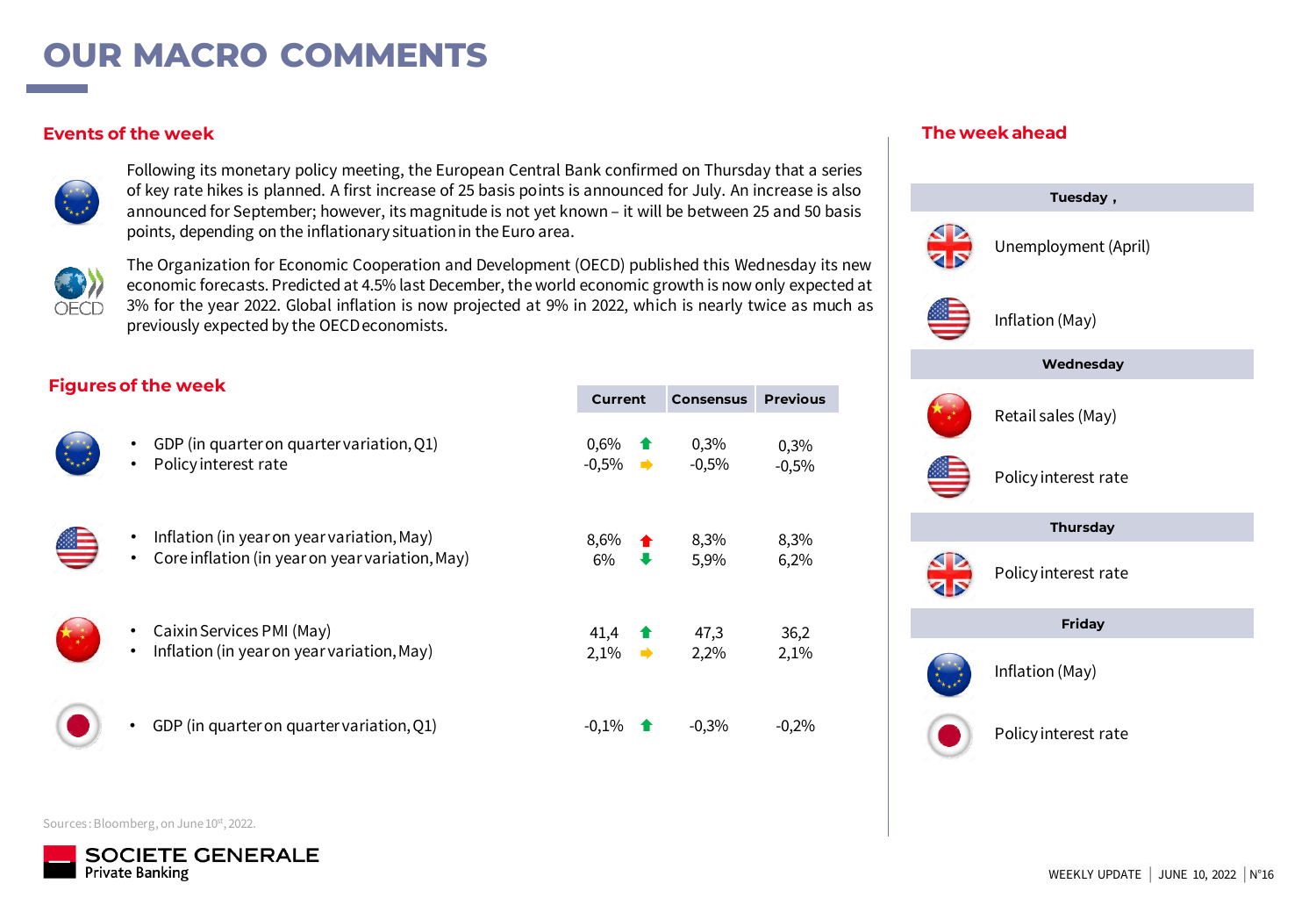# OUR MACRO COMMENTS

## Events of the week

Following its monetary policy meeting, the European Central Bank confirmed on Thursday that a series of key rate hikes is planned. A first increase of 25 basis points is announced for July. An increase is also announced for September; however, its magnitude is not yet known – it will be between 25 and 50 basis points, depending on the inflationary situation in the Euro area.

The Organization for Economic Cooperation and Development (OECD) published this Wednesday its new economic forecasts. Predicted at 4.5% last December, the world economic growth is now only expected at 3% for the year 2022. Global inflation is now projected at 9% in 2022, which is nearly twice as much as previously expected by the OECD economists.

## Figures of the week

| Region | Indicator | Current | Trend | Consensus | Previous |
|---|---|---|---|---|---|
| Euro area | GDP (in quarter on quarter variation, Q1) | 0,6% | ↑ | 0,3% | 0,3% |
| Euro area | Policy interest rate | -0,5% | → | -0,5% | -0,5% |
| US | Inflation (in year on year variation, May) | 8,6% | ↑ | 8,3% | 8,3% |
| US | Core inflation (in year on year variation, May) | 6% | ↓ | 5,9% | 6,2% |
| China | Caixin Services PMI (May) | 41,4 | ↑ | 47,3 | 36,2 |
| China | Inflation (in year on year variation, May) | 2,1% | → | 2,2% | 2,1% |
| Japan | GDP (in quarter on quarter variation, Q1) | -0,1% | ↑ | -0,3% | -0,2% |

Sources: Bloomberg, on June 10st, 2022.

## The week ahead

**Tuesday ,**

- UK: Unemployment (April)
- US: Inflation (May)

**Wednesday**

- China: Retail sales (May)
- US: Policy interest rate

**Thursday**

- UK: Policy interest rate

**Friday**

- Euro area: Inflation (May)
- Japan: Policy interest rate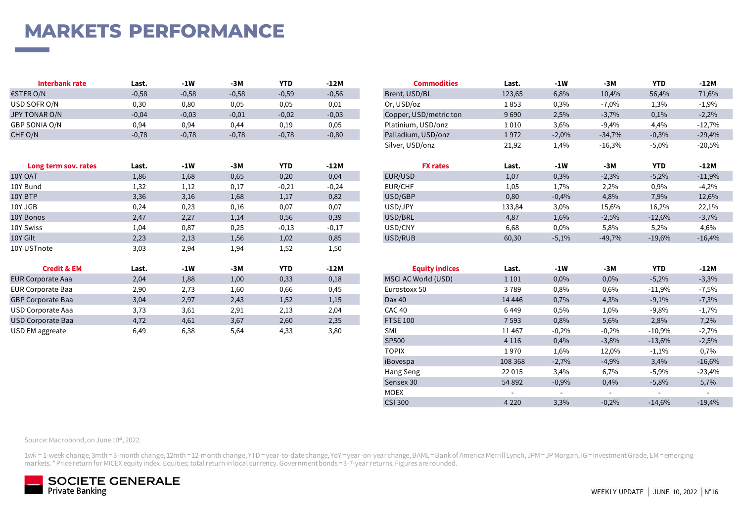# MARKETS PERFORMANCE

| Interbank rate | Last. | -1W | -3M | YTD | -12M |
|---|---|---|---|---|---|
| €STER O/N | -0,58 | -0,58 | -0,58 | -0,59 | -0,56 |
| USD SOFR O/N | 0,30 | 0,80 | 0,05 | 0,05 | 0,01 |
| JPY TONAR O/N | -0,04 | -0,03 | -0,01 | -0,02 | -0,03 |
| GBP SONIA O/N | 0,94 | 0,94 | 0,44 | 0,19 | 0,05 |
| CHF O/N | -0,78 | -0,78 | -0,78 | -0,78 | -0,80 |

| Long term sov. rates | Last. | -1W | -3M | YTD | -12M |
|---|---|---|---|---|---|
| 10Y OAT | 1,86 | 1,68 | 0,65 | 0,20 | 0,04 |
| 10Y Bund | 1,32 | 1,12 | 0,17 | -0,21 | -0,24 |
| 10Y BTP | 3,36 | 3,16 | 1,68 | 1,17 | 0,82 |
| 10Y JGB | 0,24 | 0,23 | 0,16 | 0,07 | 0,07 |
| 10Y Bonos | 2,47 | 2,27 | 1,14 | 0,56 | 0,39 |
| 10Y Swiss | 1,04 | 0,87 | 0,25 | -0,13 | -0,17 |
| 10Y Gilt | 2,23 | 2,13 | 1,56 | 1,02 | 0,85 |
| 10Y USTnote | 3,03 | 2,94 | 1,94 | 1,52 | 1,50 |

| Credit & EM | Last. | -1W | -3M | YTD | -12M |
|---|---|---|---|---|---|
| EUR Corporate Aaa | 2,04 | 1,88 | 1,00 | 0,33 | 0,18 |
| EUR Corporate Baa | 2,90 | 2,73 | 1,60 | 0,66 | 0,45 |
| GBP Corporate Baa | 3,04 | 2,97 | 2,43 | 1,52 | 1,15 |
| USD Corporate Aaa | 3,73 | 3,61 | 2,91 | 2,13 | 2,04 |
| USD Corporate Baa | 4,72 | 4,61 | 3,67 | 2,60 | 2,35 |
| USD EM aggreate | 6,49 | 6,38 | 5,64 | 4,33 | 3,80 |

| Commodities | Last. | -1W | -3M | YTD | -12M |
|---|---|---|---|---|---|
| Brent, USD/BL | 123,65 | 6,8% | 10,4% | 56,4% | 71,6% |
| Or, USD/oz | 1 853 | 0,3% | -7,0% | 1,3% | -1,9% |
| Copper, USD/metric ton | 9 690 | 2,5% | -3,7% | 0,1% | -2,2% |
| Platinium, USD/onz | 1 010 | 3,6% | -9,4% | 4,4% | -12,7% |
| Palladium, USD/onz | 1 972 | -2,0% | -34,7% | -0,3% | -29,4% |
| Silver, USD/onz | 21,92 | 1,4% | -16,3% | -5,0% | -20,5% |

| FX rates | Last. | -1W | -3M | YTD | -12M |
|---|---|---|---|---|---|
| EUR/USD | 1,07 | 0,3% | -2,3% | -5,2% | -11,9% |
| EUR/CHF | 1,05 | 1,7% | 2,2% | 0,9% | -4,2% |
| USD/GBP | 0,80 | -0,4% | 4,8% | 7,9% | 12,6% |
| USD/JPY | 133,84 | 3,0% | 15,6% | 16,2% | 22,1% |
| USD/BRL | 4,87 | 1,6% | -2,5% | -12,6% | -3,7% |
| USD/CNY | 6,68 | 0,0% | 5,8% | 5,2% | 4,6% |
| USD/RUB | 60,30 | -5,1% | -49,7% | -19,6% | -16,4% |

| Equity indices | Last. | -1W | -3M | YTD | -12M |
|---|---|---|---|---|---|
| MSCI AC World (USD) | 1 101 | 0,0% | 0,0% | -5,2% | -3,3% |
| Eurostoxx 50 | 3 789 | 0,8% | 0,6% | -11,9% | -7,5% |
| Dax 40 | 14 446 | 0,7% | 4,3% | -9,1% | -7,3% |
| CAC 40 | 6 449 | 0,5% | 1,0% | -9,8% | -1,7% |
| FTSE 100 | 7 593 | 0,8% | 5,6% | 2,8% | 7,2% |
| SMI | 11 467 | -0,2% | -0,2% | -10,9% | -2,7% |
| SP500 | 4 116 | 0,4% | -3,8% | -13,6% | -2,5% |
| TOPIX | 1 970 | 1,6% | 12,0% | -1,1% | 0,7% |
| iBovespa | 108 368 | -2,7% | -4,9% | 3,4% | -16,6% |
| Hang Seng | 22 015 | 3,4% | 6,7% | -5,9% | -23,4% |
| Sensex 30 | 54 892 | -0,9% | 0,4% | -5,8% | 5,7% |
| MOEX | - | - | - | - | - |
| CSI 300 | 4 220 | 3,3% | -0,2% | -14,6% | -19,4% |

Source: Macrobond, on June 10st, 2022.

1wk = 1-week change, 3mth = 3-month change, 12mth = 12-month change, YTD = year-to-date change, YoY = year-on-year change, BAML = Bank of America Merrill Lynch, JPM = JP Morgan, IG = Investment Grade, EM = emerging markets. * Price return for MICEX equity index. Equities; total return in local currency. Government bonds = 3-7-year returns. Figures are rounded.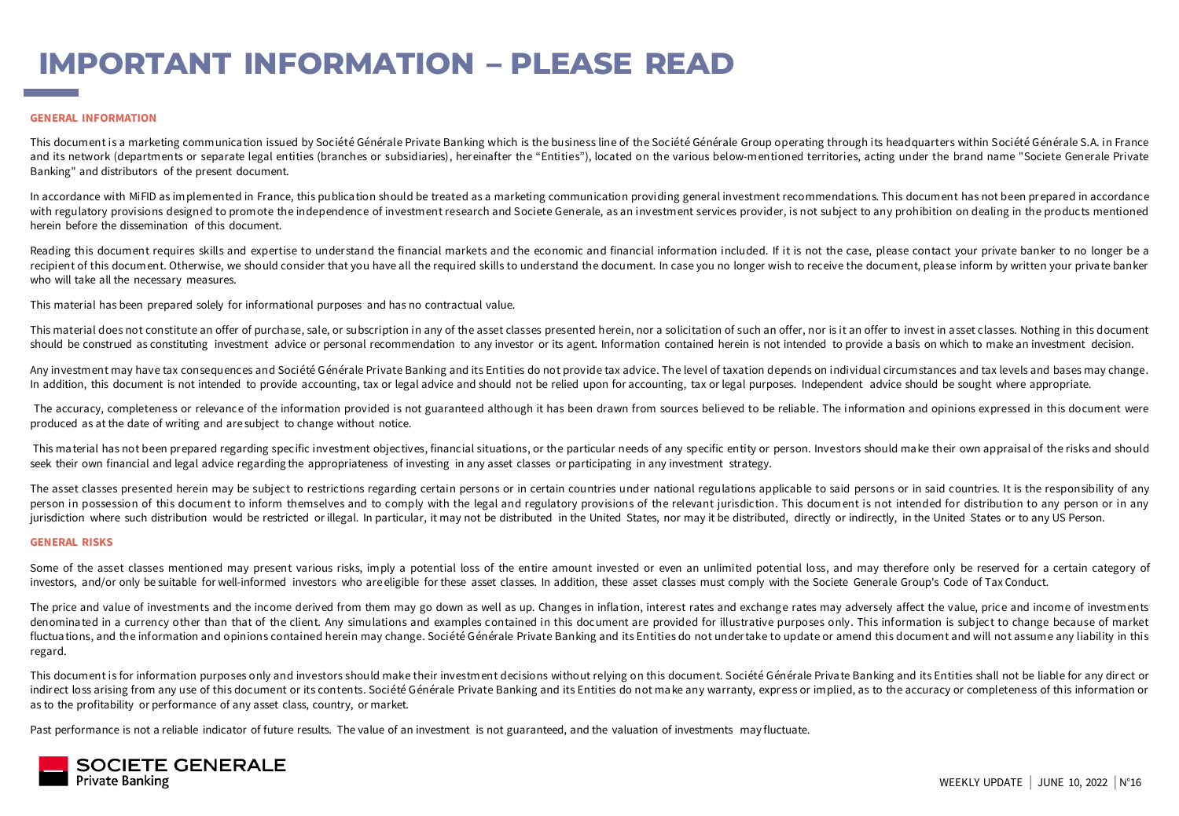# IMPORTANT INFORMATION – PLEASE READ

### GENERAL INFORMATION

This document is a marketing communication issued by Société Générale Private Banking which is the business line of the Société Générale Group operating through its headquarters within Société Générale S.A. in France and its network (departments or separate legal entities (branches or subsidiaries), hereinafter the "Entities"), located on the various below-mentioned territories, acting under the brand name "Societe Generale Private Banking" and distributors of the present document.

In accordance with MiFID as implemented in France, this publication should be treated as a marketing communication providing general investment recommendations. This document has not been prepared in accordance with regulatory provisions designed to promote the independence of investment research and Societe Generale, as an investment services provider, is not subject to any prohibition on dealing in the products mentioned herein before the dissemination of this document.

Reading this document requires skills and expertise to understand the financial markets and the economic and financial information included. If it is not the case, please contact your private banker to no longer be a recipient of this document. Otherwise, we should consider that you have all the required skills to understand the document. In case you no longer wish to receive the document, please inform by written your private banker who will take all the necessary measures.

This material has been prepared solely for informational purposes and has no contractual value.

This material does not constitute an offer of purchase, sale, or subscription in any of the asset classes presented herein, nor a solicitation of such an offer, nor is it an offer to invest in asset classes. Nothing in this document should be construed as constituting investment advice or personal recommendation to any investor or its agent. Information contained herein is not intended to provide a basis on which to make an investment decision.

Any investment may have tax consequences and Société Générale Private Banking and its Entities do not provide tax advice. The level of taxation depends on individual circumstances and tax levels and bases may change. In addition, this document is not intended to provide accounting, tax or legal advice and should not be relied upon for accounting, tax or legal purposes. Independent advice should be sought where appropriate.

The accuracy, completeness or relevance of the information provided is not guaranteed although it has been drawn from sources believed to be reliable. The information and opinions expressed in this document were produced as at the date of writing and are subject to change without notice.

This material has not been prepared regarding specific investment objectives, financial situations, or the particular needs of any specific entity or person. Investors should make their own appraisal of the risks and should seek their own financial and legal advice regarding the appropriateness of investing in any asset classes or participating in any investment strategy.

The asset classes presented herein may be subject to restrictions regarding certain persons or in certain countries under national regulations applicable to said persons or in said countries. It is the responsibility of any person in possession of this document to inform themselves and to comply with the legal and regulatory provisions of the relevant jurisdiction. This document is not intended for distribution to any person or in any jurisdiction where such distribution would be restricted or illegal. In particular, it may not be distributed in the United States, nor may it be distributed, directly or indirectly, in the United States or to any US Person.

### GENERAL RISKS

Some of the asset classes mentioned may present various risks, imply a potential loss of the entire amount invested or even an unlimited potential loss, and may therefore only be reserved for a certain category of investors, and/or only be suitable for well-informed investors who are eligible for these asset classes. In addition, these asset classes must comply with the Societe Generale Group's Code of Tax Conduct.

The price and value of investments and the income derived from them may go down as well as up. Changes in inflation, interest rates and exchange rates may adversely affect the value, price and income of investments denominated in a currency other than that of the client. Any simulations and examples contained in this document are provided for illustrative purposes only. This information is subject to change because of market fluctuations, and the information and opinions contained herein may change. Société Générale Private Banking and its Entities do not undertake to update or amend this document and will not assume any liability in this regard.

This document is for information purposes only and investors should make their investment decisions without relying on this document. Société Générale Private Banking and its Entities shall not be liable for any direct or indirect loss arising from any use of this document or its contents. Société Générale Private Banking and its Entities do not make any warranty, express or implied, as to the accuracy or completeness of this information or as to the profitability or performance of any asset class, country, or market.

Past performance is not a reliable indicator of future results. The value of an investment is not guaranteed, and the valuation of investments may fluctuate.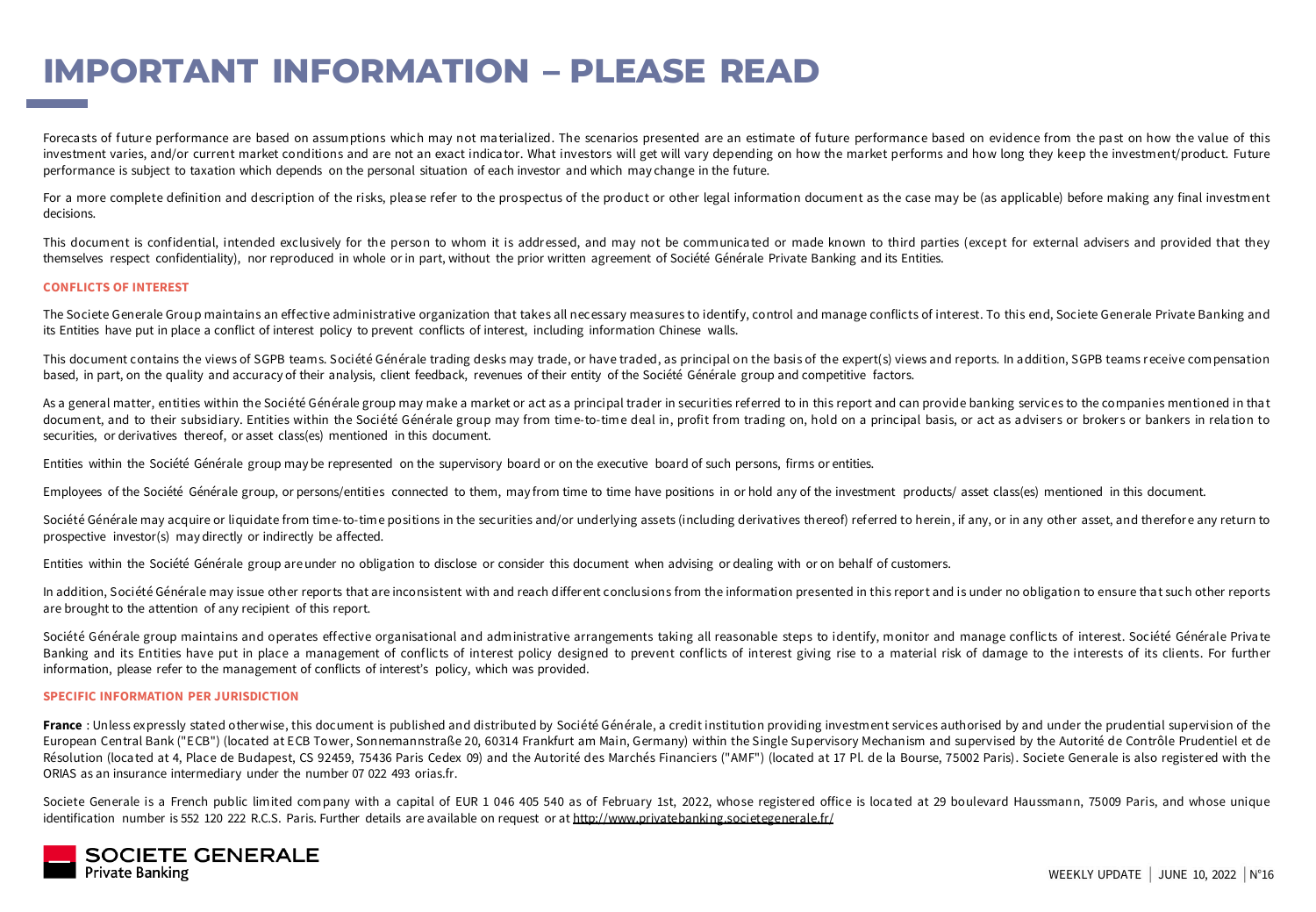# IMPORTANT INFORMATION – PLEASE READ

Forecasts of future performance are based on assumptions which may not materialized. The scenarios presented are an estimate of future performance based on evidence from the past on how the value of this investment varies, and/or current market conditions and are not an exact indicator. What investors will get will vary depending on how the market performs and how long they keep the investment/product. Future performance is subject to taxation which depends on the personal situation of each investor and which may change in the future.

For a more complete definition and description of the risks, please refer to the prospectus of the product or other legal information document as the case may be (as applicable) before making any final investment decisions.

This document is confidential, intended exclusively for the person to whom it is addressed, and may not be communicated or made known to third parties (except for external advisers and provided that they themselves respect confidentiality), nor reproduced in whole or in part, without the prior written agreement of Société Générale Private Banking and its Entities.

## CONFLICTS OF INTEREST

The Societe Generale Group maintains an effective administrative organization that takes all necessary measures to identify, control and manage conflicts of interest. To this end, Societe Generale Private Banking and its Entities have put in place a conflict of interest policy to prevent conflicts of interest, including information Chinese walls.

This document contains the views of SGPB teams. Société Générale trading desks may trade, or have traded, as principal on the basis of the expert(s) views and reports. In addition, SGPB teams receive compensation based, in part, on the quality and accuracy of their analysis, client feedback, revenues of their entity of the Société Générale group and competitive factors.

As a general matter, entities within the Société Générale group may make a market or act as a principal trader in securities referred to in this report and can provide banking services to the companies mentioned in that document, and to their subsidiary. Entities within the Société Générale group may from time-to-time deal in, profit from trading on, hold on a principal basis, or act as advisers or brokers or bankers in relation to securities, or derivatives thereof, or asset class(es) mentioned in this document.

Entities within the Société Générale group may be represented on the supervisory board or on the executive board of such persons, firms or entities.

Employees of the Société Générale group, or persons/entities connected to them, may from time to time have positions in or hold any of the investment products/ asset class(es) mentioned in this document.

Société Générale may acquire or liquidate from time-to-time positions in the securities and/or underlying assets (including derivatives thereof) referred to herein, if any, or in any other asset, and therefore any return to prospective investor(s) may directly or indirectly be affected.

Entities within the Société Générale group are under no obligation to disclose or consider this document when advising or dealing with or on behalf of customers.

In addition, Société Générale may issue other reports that are inconsistent with and reach different conclusions from the information presented in this report and is under no obligation to ensure that such other reports are brought to the attention of any recipient of this report.

Société Générale group maintains and operates effective organisational and administrative arrangements taking all reasonable steps to identify, monitor and manage conflicts of interest. Société Générale Private Banking and its Entities have put in place a management of conflicts of interest policy designed to prevent conflicts of interest giving rise to a material risk of damage to the interests of its clients. For further information, please refer to the management of conflicts of interest's policy, which was provided.

## SPECIFIC INFORMATION PER JURISDICTION

**France** : Unless expressly stated otherwise, this document is published and distributed by Société Générale, a credit institution providing investment services authorised by and under the prudential supervision of the European Central Bank ("ECB") (located at ECB Tower, Sonnemannstraße 20, 60314 Frankfurt am Main, Germany) within the Single Supervisory Mechanism and supervised by the Autorité de Contrôle Prudentiel et de Résolution (located at 4, Place de Budapest, CS 92459, 75436 Paris Cedex 09) and the Autorité des Marchés Financiers ("AMF") (located at 17 Pl. de la Bourse, 75002 Paris). Societe Generale is also registered with the ORIAS as an insurance intermediary under the number 07 022 493 orias.fr.

Societe Generale is a French public limited company with a capital of EUR 1 046 405 540 as of February 1st, 2022, whose registered office is located at 29 boulevard Haussmann, 75009 Paris, and whose unique identification number is 552 120 222 R.C.S. Paris. Further details are available on request or at http://www.privatebanking.societegenerale.fr/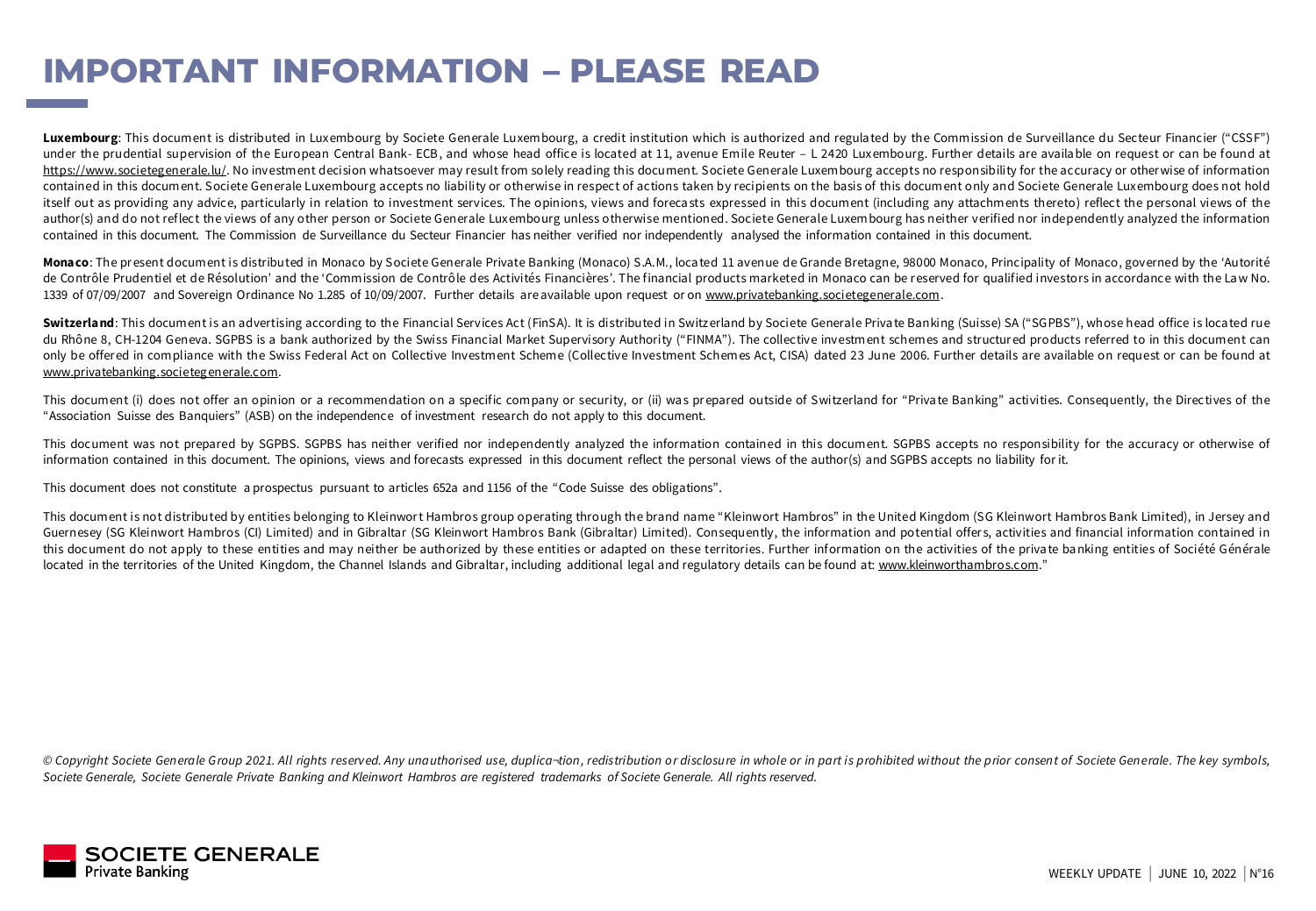# IMPORTANT INFORMATION – PLEASE READ

**Luxembourg**: This document is distributed in Luxembourg by Societe Generale Luxembourg, a credit institution which is authorized and regulated by the Commission de Surveillance du Secteur Financier ("CSSF") under the prudential supervision of the European Central Bank- ECB, and whose head office is located at 11, avenue Emile Reuter – L 2420 Luxembourg. Further details are available on request or can be found at https://www.societegenerale.lu/. No investment decision whatsoever may result from solely reading this document. Societe Generale Luxembourg accepts no responsibility for the accuracy or otherwise of information contained in this document. Societe Generale Luxembourg accepts no liability or otherwise in respect of actions taken by recipients on the basis of this document only and Societe Generale Luxembourg does not hold itself out as providing any advice, particularly in relation to investment services. The opinions, views and forecasts expressed in this document (including any attachments thereto) reflect the personal views of the author(s) and do not reflect the views of any other person or Societe Generale Luxembourg unless otherwise mentioned. Societe Generale Luxembourg has neither verified nor independently analyzed the information contained in this document. The Commission de Surveillance du Secteur Financier has neither verified nor independently analysed the information contained in this document.

**Monaco**: The present document is distributed in Monaco by Societe Generale Private Banking (Monaco) S.A.M., located 11 avenue de Grande Bretagne, 98000 Monaco, Principality of Monaco, governed by the 'Autorité de Contrôle Prudentiel et de Résolution' and the 'Commission de Contrôle des Activités Financières'. The financial products marketed in Monaco can be reserved for qualified investors in accordance with the Law No. 1339 of 07/09/2007 and Sovereign Ordinance No 1.285 of 10/09/2007. Further details are available upon request or on www.privatebanking.societegenerale.com.

**Switzerland**: This document is an advertising according to the Financial Services Act (FinSA). It is distributed in Switzerland by Societe Generale Private Banking (Suisse) SA ("SGPBS"), whose head office is located rue du Rhône 8, CH-1204 Geneva. SGPBS is a bank authorized by the Swiss Financial Market Supervisory Authority ("FINMA"). The collective investment schemes and structured products referred to in this document can only be offered in compliance with the Swiss Federal Act on Collective Investment Scheme (Collective Investment Schemes Act, CISA) dated 23 June 2006. Further details are available on request or can be found at www.privatebanking.societegenerale.com.

This document (i) does not offer an opinion or a recommendation on a specific company or security, or (ii) was prepared outside of Switzerland for "Private Banking" activities. Consequently, the Directives of the "Association Suisse des Banquiers" (ASB) on the independence of investment research do not apply to this document.

This document was not prepared by SGPBS. SGPBS has neither verified nor independently analyzed the information contained in this document. SGPBS accepts no responsibility for the accuracy or otherwise of information contained in this document. The opinions, views and forecasts expressed in this document reflect the personal views of the author(s) and SGPBS accepts no liability for it.

This document does not constitute a prospectus pursuant to articles 652a and 1156 of the "Code Suisse des obligations".

This document is not distributed by entities belonging to Kleinwort Hambros group operating through the brand name "Kleinwort Hambros" in the United Kingdom (SG Kleinwort Hambros Bank Limited), in Jersey and Guernesey (SG Kleinwort Hambros (CI) Limited) and in Gibraltar (SG Kleinwort Hambros Bank (Gibraltar) Limited). Consequently, the information and potential offers, activities and financial information contained in this document do not apply to these entities and may neither be authorized by these entities or adapted on these territories. Further information on the activities of the private banking entities of Société Générale located in the territories of the United Kingdom, the Channel Islands and Gibraltar, including additional legal and regulatory details can be found at: www.kleinworthambros.com."

*© Copyright Societe Generale Group 2021. All rights reserved. Any unauthorised use, duplica¬tion, redistribution or disclosure in whole or in part is prohibited without the prior consent of Societe Generale. The key symbols, Societe Generale, Societe Generale Private Banking and Kleinwort Hambros are registered trademarks of Societe Generale. All rights reserved.*